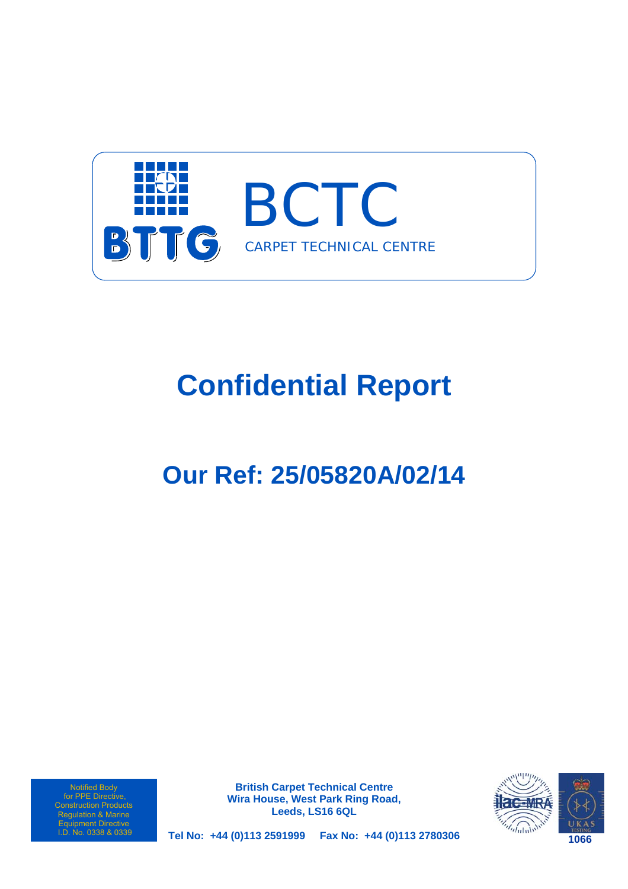BTTG

# BCTC

CARPET TECHNICAL CENTRE

# Confidential Report

## Our Ref: 25/05820A/02/14

Notified Body for PPE Directive, Construction Products Regulation & Marine Equipment Directive I.D. No. 0338 & 0339

**British Carpet Technical Centre**
**Wira House, West Park Ring Road,**
**Leeds, LS16 6QL**

**Tel No: +44 (0)113 2591999 Fax No: +44 (0)113 2780306**

ilac-MRA UKAS TESTING 1066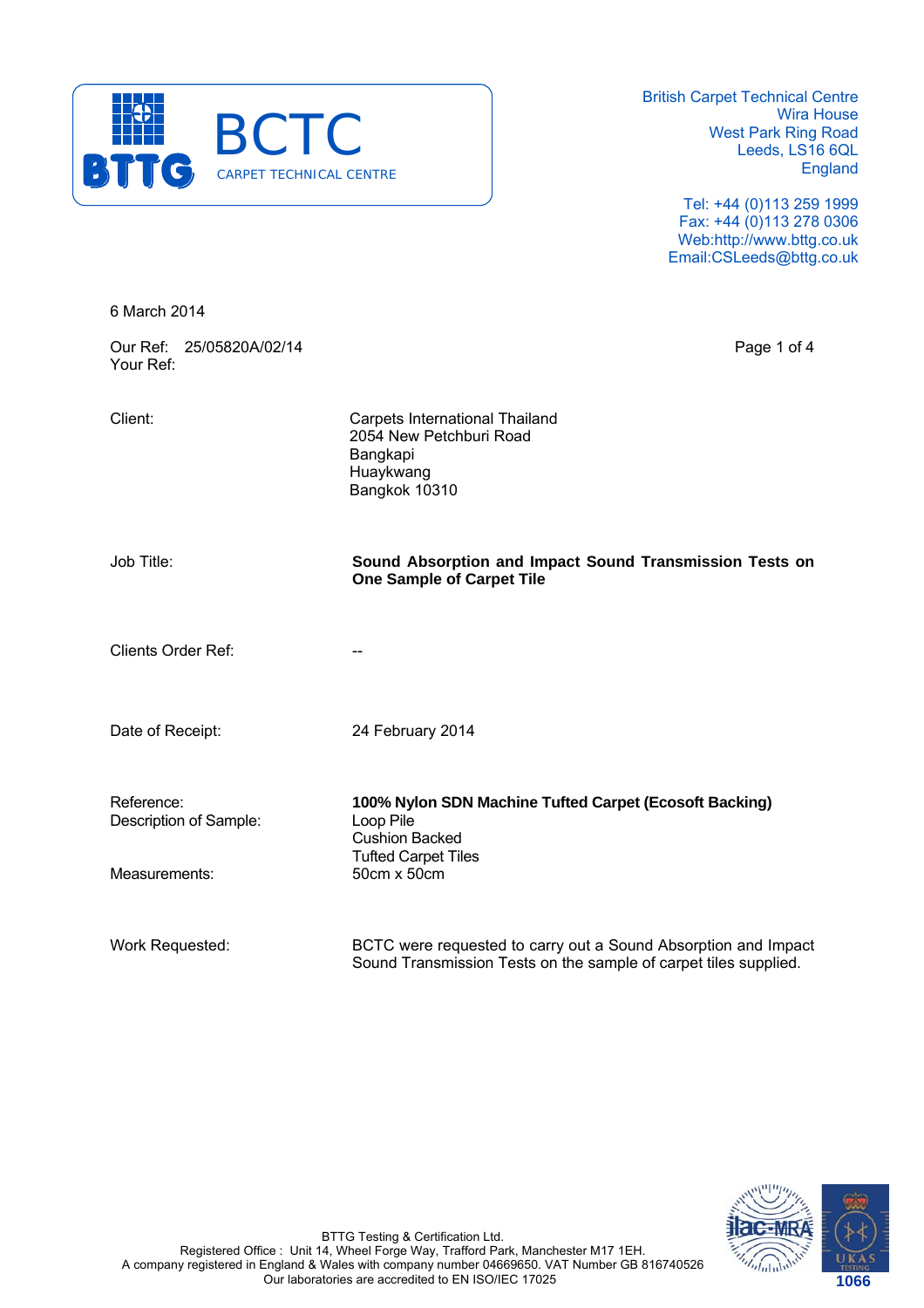British Carpet Technical Centre
Wira House
West Park Ring Road
Leeds, LS16 6QL
England

Tel: +44 (0)113 259 1999
Fax: +44 (0)113 278 0306
Web:http://www.bttg.co.uk
Email:CSLeeds@bttg.co.uk

6 March 2014

Our Ref: 25/05820A/02/14
Your Ref:

| | |
|---|---|
| Client: | Carpets International Thailand<br>2054 New Petchburi Road<br>Bangkapi<br>Huaykwang<br>Bangkok 10310 |
| Job Title: | **Sound Absorption and Impact Sound Transmission Tests on One Sample of Carpet Tile** |
| Clients Order Ref: | -- |
| Date of Receipt: | 24 February 2014 |
| Reference: | **100% Nylon SDN Machine Tufted Carpet (Ecosoft Backing)** |
| Description of Sample: | Loop Pile<br>Cushion Backed<br>Tufted Carpet Tiles |
| Measurements: | 50cm x 50cm |
| Work Requested: | BCTC were requested to carry out a Sound Absorption and Impact Sound Transmission Tests on the sample of carpet tiles supplied. |

BTTG Testing & Certification Ltd.
Registered Office : Unit 14, Wheel Forge Way, Trafford Park, Manchester M17 1EH.
A company registered in England & Wales with company number 04669650. VAT Number GB 816740526
Our laboratories are accredited to EN ISO/IEC 17025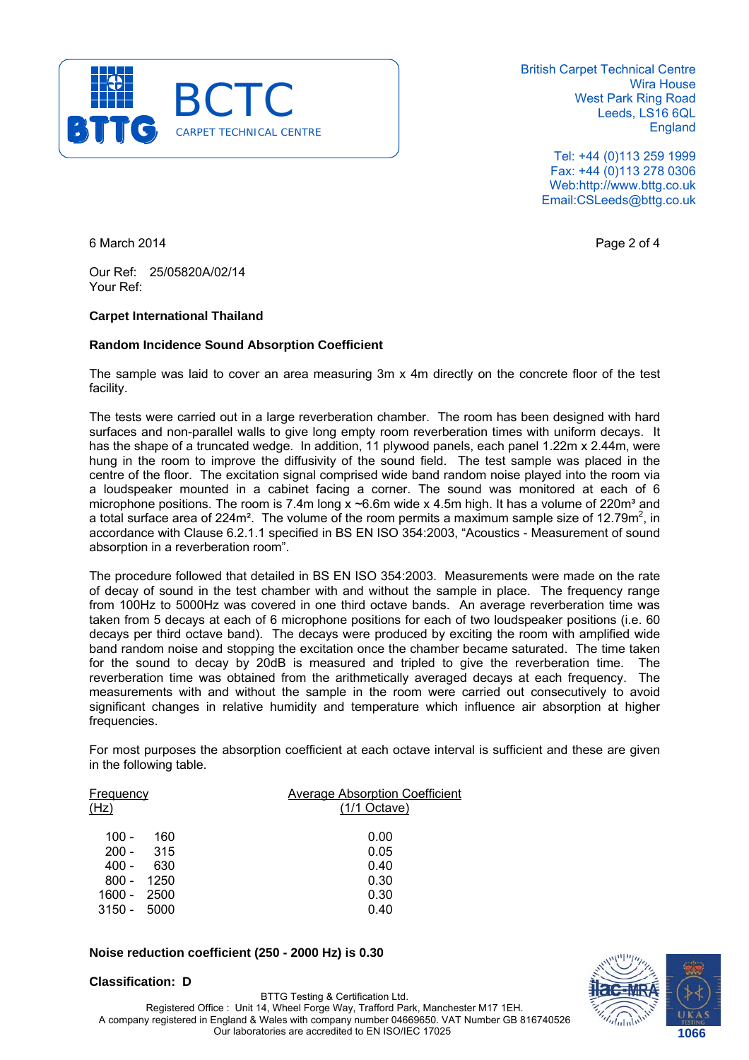6 March 2014

Our Ref: 25/05820A/02/14
Your Ref:

**Carpet International Thailand**

**Random Incidence Sound Absorption Coefficient**

The sample was laid to cover an area measuring 3m x 4m directly on the concrete floor of the test facility.

The tests were carried out in a large reverberation chamber. The room has been designed with hard surfaces and non-parallel walls to give long empty room reverberation times with uniform decays. It has the shape of a truncated wedge. In addition, 11 plywood panels, each panel 1.22m x 2.44m, were hung in the room to improve the diffusivity of the sound field. The test sample was placed in the centre of the floor. The excitation signal comprised wide band random noise played into the room via a loudspeaker mounted in a cabinet facing a corner. The sound was monitored at each of 6 microphone positions. The room is 7.4m long x ~6.6m wide x 4.5m high. It has a volume of 220m³ and a total surface area of 224m². The volume of the room permits a maximum sample size of 12.79m², in accordance with Clause 6.2.1.1 specified in BS EN ISO 354:2003, "Acoustics - Measurement of sound absorption in a reverberation room".

The procedure followed that detailed in BS EN ISO 354:2003. Measurements were made on the rate of decay of sound in the test chamber with and without the sample in place. The frequency range from 100Hz to 5000Hz was covered in one third octave bands. An average reverberation time was taken from 5 decays at each of 6 microphone positions for each of two loudspeaker positions (i.e. 60 decays per third octave band). The decays were produced by exciting the room with amplified wide band random noise and stopping the excitation once the chamber became saturated. The time taken for the sound to decay by 20dB is measured and tripled to give the reverberation time. The reverberation time was obtained from the arithmetically averaged decays at each frequency. The measurements with and without the sample in the room were carried out consecutively to avoid significant changes in relative humidity and temperature which influence air absorption at higher frequencies.

For most purposes the absorption coefficient at each octave interval is sufficient and these are given in the following table.

| Frequency (Hz) | Average Absorption Coefficient (1/1 Octave) |
|---|---|
| 100 - 160 | 0.00 |
| 200 - 315 | 0.05 |
| 400 - 630 | 0.40 |
| 800 - 1250 | 0.30 |
| 1600 - 2500 | 0.30 |
| 3150 - 5000 | 0.40 |

**Noise reduction coefficient (250 - 2000 Hz) is 0.30**

**Classification: D**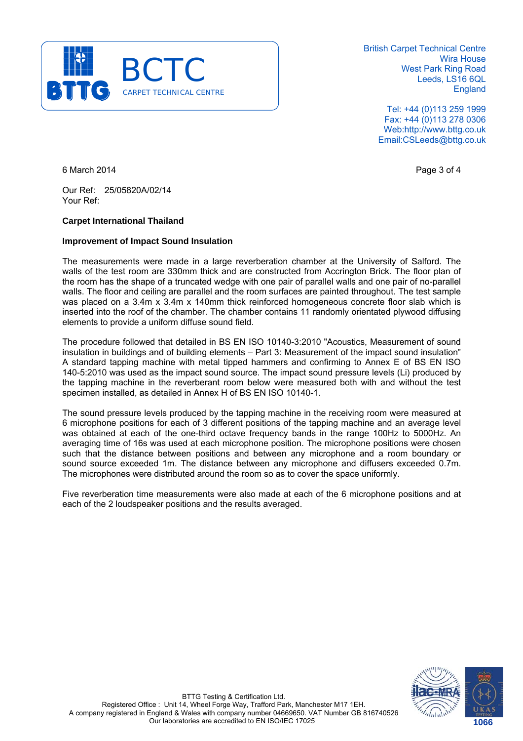6 March 2014

Our Ref: 25/05820A/02/14
Your Ref:

**Carpet International Thailand**

**Improvement of Impact Sound Insulation**

The measurements were made in a large reverberation chamber at the University of Salford. The walls of the test room are 330mm thick and are constructed from Accrington Brick. The floor plan of the room has the shape of a truncated wedge with one pair of parallel walls and one pair of no-parallel walls. The floor and ceiling are parallel and the room surfaces are painted throughout. The test sample was placed on a 3.4m x 3.4m x 140mm thick reinforced homogeneous concrete floor slab which is inserted into the roof of the chamber. The chamber contains 11 randomly orientated plywood diffusing elements to provide a uniform diffuse sound field.

The procedure followed that detailed in BS EN ISO 10140-3:2010 "Acoustics, Measurement of sound insulation in buildings and of building elements – Part 3: Measurement of the impact sound insulation" A standard tapping machine with metal tipped hammers and confirming to Annex E of BS EN ISO 140-5:2010 was used as the impact sound source. The impact sound pressure levels (Li) produced by the tapping machine in the reverberant room below were measured both with and without the test specimen installed, as detailed in Annex H of BS EN ISO 10140-1.

The sound pressure levels produced by the tapping machine in the receiving room were measured at 6 microphone positions for each of 3 different positions of the tapping machine and an average level was obtained at each of the one-third octave frequency bands in the range 100Hz to 5000Hz. An averaging time of 16s was used at each microphone position. The microphone positions were chosen such that the distance between positions and between any microphone and a room boundary or sound source exceeded 1m. The distance between any microphone and diffusers exceeded 0.7m. The microphones were distributed around the room so as to cover the space uniformly.

Five reverberation time measurements were also made at each of the 6 microphone positions and at each of the 2 loudspeaker positions and the results averaged.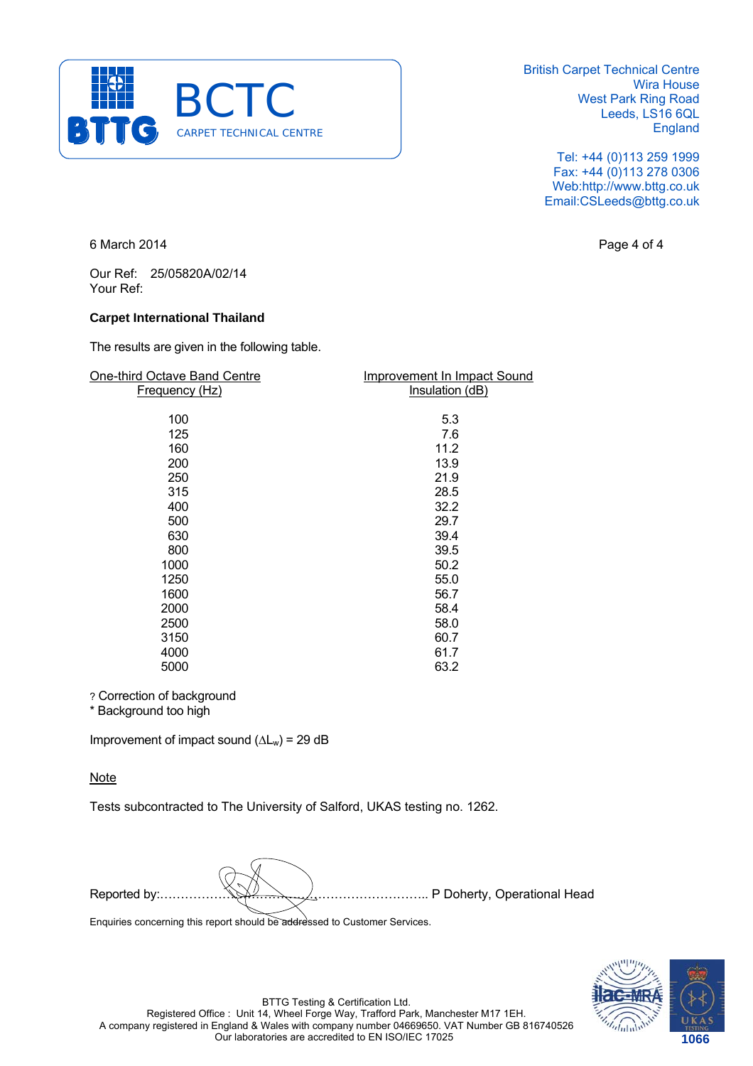British Carpet Technical Centre
Wira House
West Park Ring Road
Leeds, LS16 6QL
England

Tel: +44 (0)113 259 1999
Fax: +44 (0)113 278 0306
Web:http://www.bttg.co.uk
Email:CSLeeds@bttg.co.uk

6 March 2014

Our Ref: 25/05820A/02/14
Your Ref:

**Carpet International Thailand**

The results are given in the following table.

| One-third Octave Band Centre Frequency (Hz) | Improvement In Impact Sound Insulation (dB) |
|---|---|
| 100 | 5.3 |
| 125 | 7.6 |
| 160 | 11.2 |
| 200 | 13.9 |
| 250 | 21.9 |
| 315 | 28.5 |
| 400 | 32.2 |
| 500 | 29.7 |
| 630 | 39.4 |
| 800 | 39.5 |
| 1000 | 50.2 |
| 1250 | 55.0 |
| 1600 | 56.7 |
| 2000 | 58.4 |
| 2500 | 58.0 |
| 3150 | 60.7 |
| 4000 | 61.7 |
| 5000 | 63.2 |

? Correction of background
* Background too high

Improvement of impact sound ($\Delta L_w$) = 29 dB

Note

Tests subcontracted to The University of Salford, UKAS testing no. 1262.

Reported by:……………………………………………………….. P Doherty, Operational Head

Enquiries concerning this report should be addressed to Customer Services.

BTTG Testing & Certification Ltd.
Registered Office : Unit 14, Wheel Forge Way, Trafford Park, Manchester M17 1EH.
A company registered in England & Wales with company number 04669650. VAT Number GB 816740526
Our laboratories are accredited to EN ISO/IEC 17025